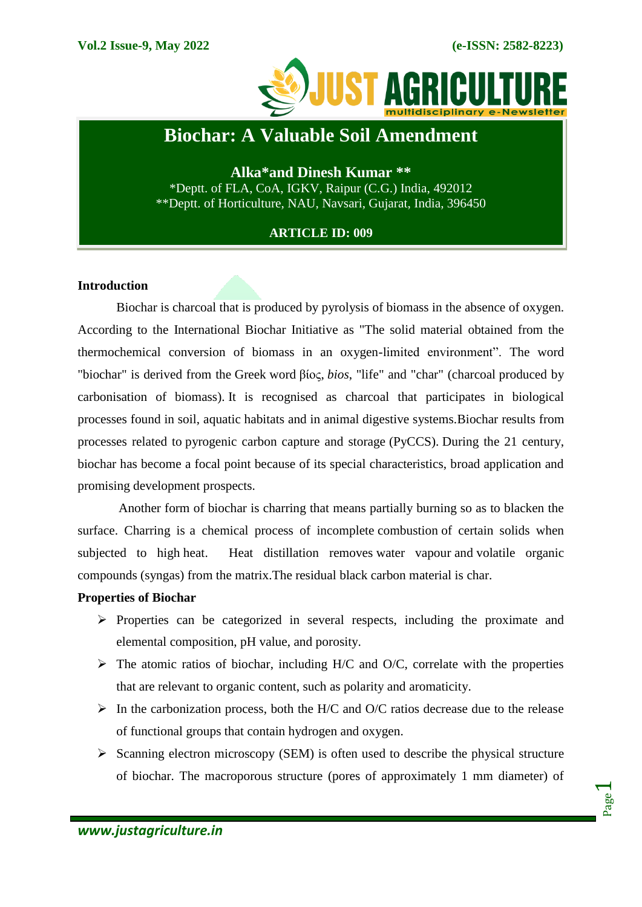# Biochar: A Valuable Soil Amendment

**Alka*and Dinesh Kumar ****

*Deptt. of FLA, CoA, IGKV, Raipur (C.G.) India, 492012
**Deptt. of Horticulture, NAU, Navsari, Gujarat, India, 396450

**ARTICLE ID: 009**

## Introduction

Biochar is charcoal that is produced by pyrolysis of biomass in the absence of oxygen. According to the International Biochar Initiative as "The solid material obtained from the thermochemical conversion of biomass in an oxygen-limited environment". The word "biochar" is derived from the Greek word βίος, *bios*, "life" and "char" (charcoal produced by carbonisation of biomass). It is recognised as charcoal that participates in biological processes found in soil, aquatic habitats and in animal digestive systems.Biochar results from processes related to pyrogenic carbon capture and storage (PyCCS). During the 21 century, biochar has become a focal point because of its special characteristics, broad application and promising development prospects.

Another form of biochar is charring that means partially burning so as to blacken the surface. Charring is a chemical process of incomplete combustion of certain solids when subjected to high heat. Heat distillation removes water vapour and volatile organic compounds (syngas) from the matrix.The residual black carbon material is char.

## Properties of Biochar

- Properties can be categorized in several respects, including the proximate and elemental composition, pH value, and porosity.
- The atomic ratios of biochar, including H/C and O/C, correlate with the properties that are relevant to organic content, such as polarity and aromaticity.
- In the carbonization process, both the H/C and O/C ratios decrease due to the release of functional groups that contain hydrogen and oxygen.
- Scanning electron microscopy (SEM) is often used to describe the physical structure of biochar. The macroporous structure (pores of approximately 1 mm diameter) of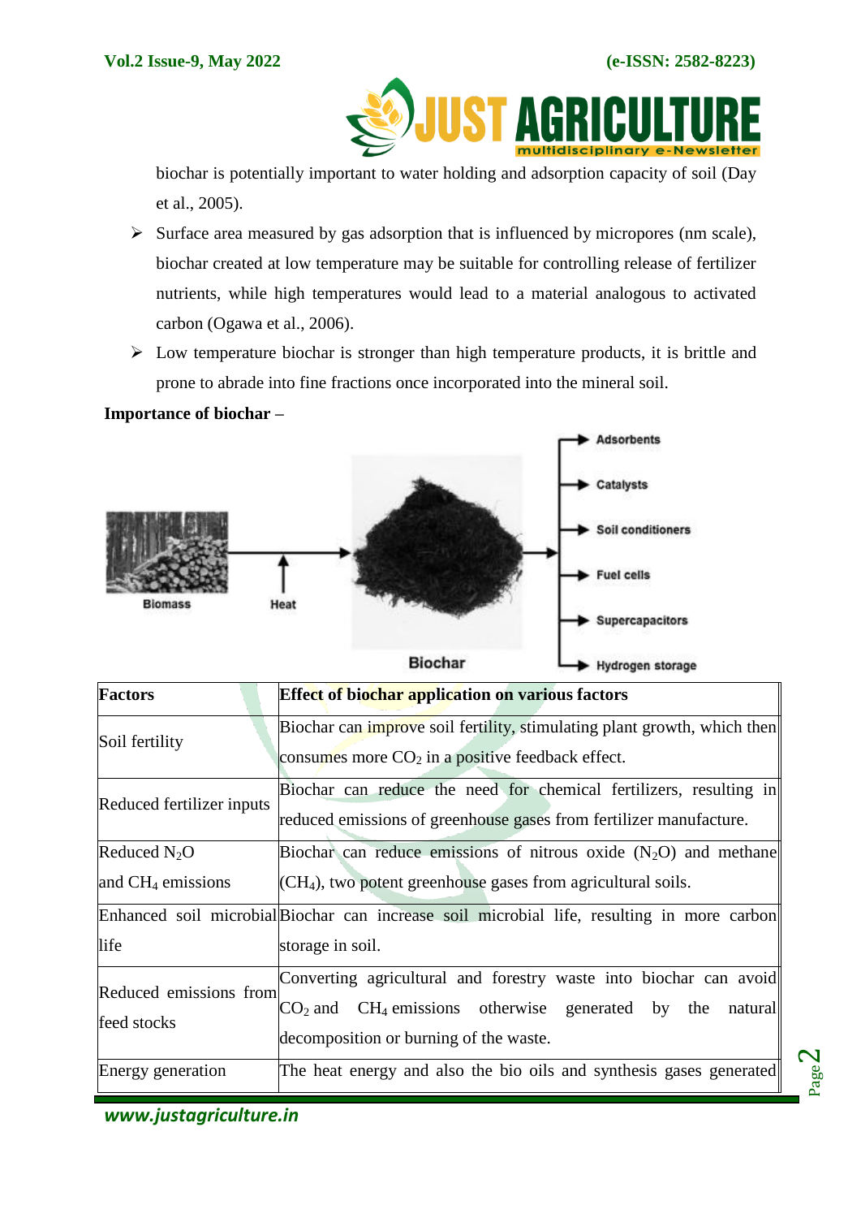biochar is potentially important to water holding and adsorption capacity of soil (Day et al., 2005).

- Surface area measured by gas adsorption that is influenced by micropores (nm scale), biochar created at low temperature may be suitable for controlling release of fertilizer nutrients, while high temperatures would lead to a material analogous to activated carbon (Ogawa et al., 2006).
- Low temperature biochar is stronger than high temperature products, it is brittle and prone to abrade into fine fractions once incorporated into the mineral soil.

**Importance of biochar –**

Biomass → Heat → Biochar → Adsorbents, Catalysts, Soil conditioners, Fuel cells, Supercapacitors, Hydrogen storage

| Factors | Effect of biochar application on various factors |
|---|---|
| Soil fertility | Biochar can improve soil fertility, stimulating plant growth, which then consumes more $CO_2$ in a positive feedback effect. |
| Reduced fertilizer inputs | Biochar can reduce the need for chemical fertilizers, resulting in reduced emissions of greenhouse gases from fertilizer manufacture. |
| Reduced $N_2O$ and $CH_4$ emissions | Biochar can reduce emissions of nitrous oxide ($N_2O$) and methane ($CH_4$), two potent greenhouse gases from agricultural soils. |
| Enhanced soil microbial life | Biochar can increase soil microbial life, resulting in more carbon storage in soil. |
| Reduced emissions from feed stocks | Converting agricultural and forestry waste into biochar can avoid $CO_2$ and $CH_4$ emissions otherwise generated by the natural decomposition or burning of the waste. |
| Energy generation | The heat energy and also the bio oils and synthesis gases generated |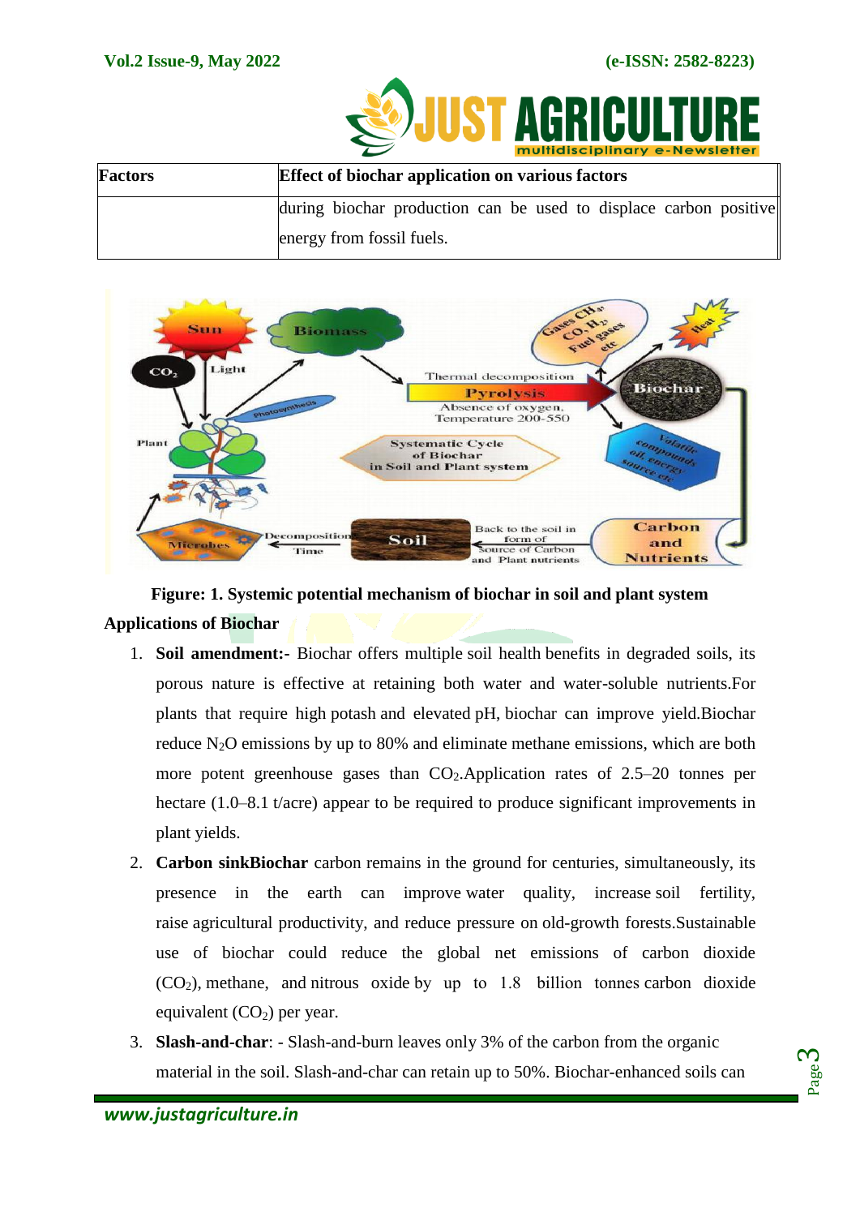| Factors | Effect of biochar application on various factors |
|---|---|
| | during biochar production can be used to displace carbon positive energy from fossil fuels. |

**Figure: 1. Systemic potential mechanism of biochar in soil and plant system**

**Applications of Biochar**

1. **Soil amendment:-** Biochar offers multiple soil health benefits in degraded soils, its porous nature is effective at retaining both water and water-soluble nutrients.For plants that require high potash and elevated pH, biochar can improve yield.Biochar reduce $N_2O$ emissions by up to 80% and eliminate methane emissions, which are both more potent greenhouse gases than $CO_2$.Application rates of 2.5–20 tonnes per hectare (1.0–8.1 t/acre) appear to be required to produce significant improvements in plant yields.
2. **Carbon sinkBiochar** carbon remains in the ground for centuries, simultaneously, its presence in the earth can improve water quality, increase soil fertility, raise agricultural productivity, and reduce pressure on old-growth forests.Sustainable use of biochar could reduce the global net emissions of carbon dioxide ($CO_2$), methane, and nitrous oxide by up to 1.8 billion tonnes carbon dioxide equivalent ($CO_2$) per year.
3. **Slash-and-char**: - Slash-and-burn leaves only 3% of the carbon from the organic material in the soil. Slash-and-char can retain up to 50%. Biochar-enhanced soils can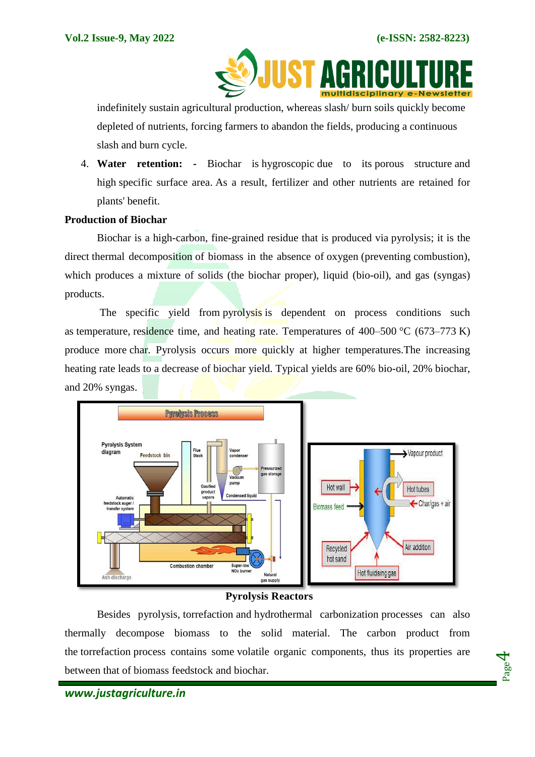indefinitely sustain agricultural production, whereas slash/ burn soils quickly become depleted of nutrients, forcing farmers to abandon the fields, producing a continuous slash and burn cycle.

4. **Water retention: -** Biochar is hygroscopic due to its porous structure and high specific surface area. As a result, fertilizer and other nutrients are retained for plants' benefit.

**Production of Biochar**

Biochar is a high-carbon, fine-grained residue that is produced via pyrolysis; it is the direct thermal decomposition of biomass in the absence of oxygen (preventing combustion), which produces a mixture of solids (the biochar proper), liquid (bio-oil), and gas (syngas) products.

The specific yield from pyrolysis is dependent on process conditions such as temperature, residence time, and heating rate. Temperatures of 400–500 °C (673–773 K) produce more char. Pyrolysis occurs more quickly at higher temperatures.The increasing heating rate leads to a decrease of biochar yield. Typical yields are 60% bio-oil, 20% biochar, and 20% syngas.

**Pyrolysis Reactors**

Besides pyrolysis, torrefaction and hydrothermal carbonization processes can also thermally decompose biomass to the solid material. The carbon product from the torrefaction process contains some volatile organic components, thus its properties are between that of biomass feedstock and biochar.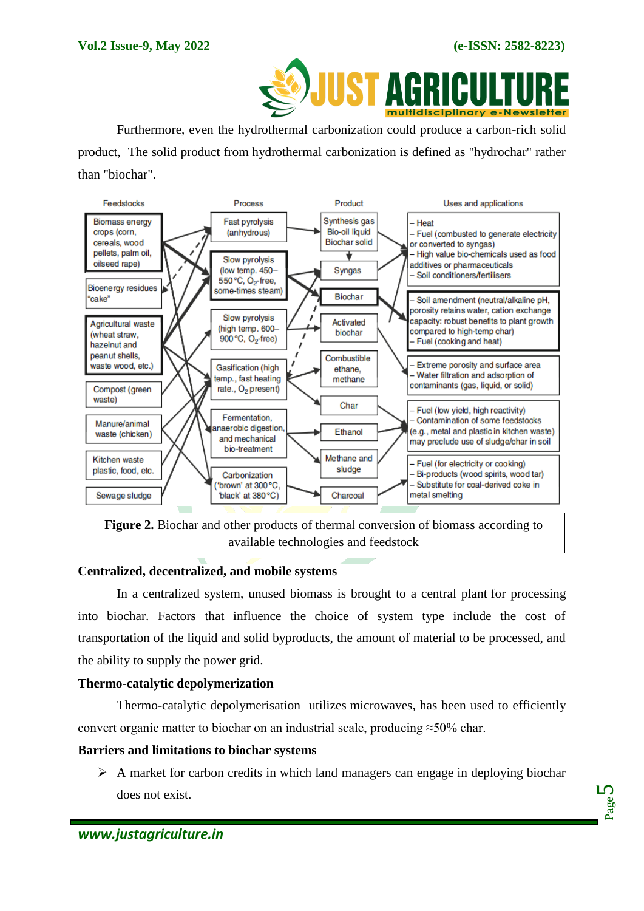Furthermore, even the hydrothermal carbonization could produce a carbon-rich solid product, The solid product from hydrothermal carbonization is defined as "hydrochar" rather than "biochar".

**Figure 2.** Biochar and other products of thermal conversion of biomass according to available technologies and feedstock

**Centralized, decentralized, and mobile systems**

In a centralized system, unused biomass is brought to a central plant for processing into biochar. Factors that influence the choice of system type include the cost of transportation of the liquid and solid byproducts, the amount of material to be processed, and the ability to supply the power grid.

**Thermo-catalytic depolymerization**

Thermo-catalytic depolymerisation utilizes microwaves, has been used to efficiently convert organic matter to biochar on an industrial scale, producing ≈50% char.

**Barriers and limitations to biochar systems**

- A market for carbon credits in which land managers can engage in deploying biochar does not exist.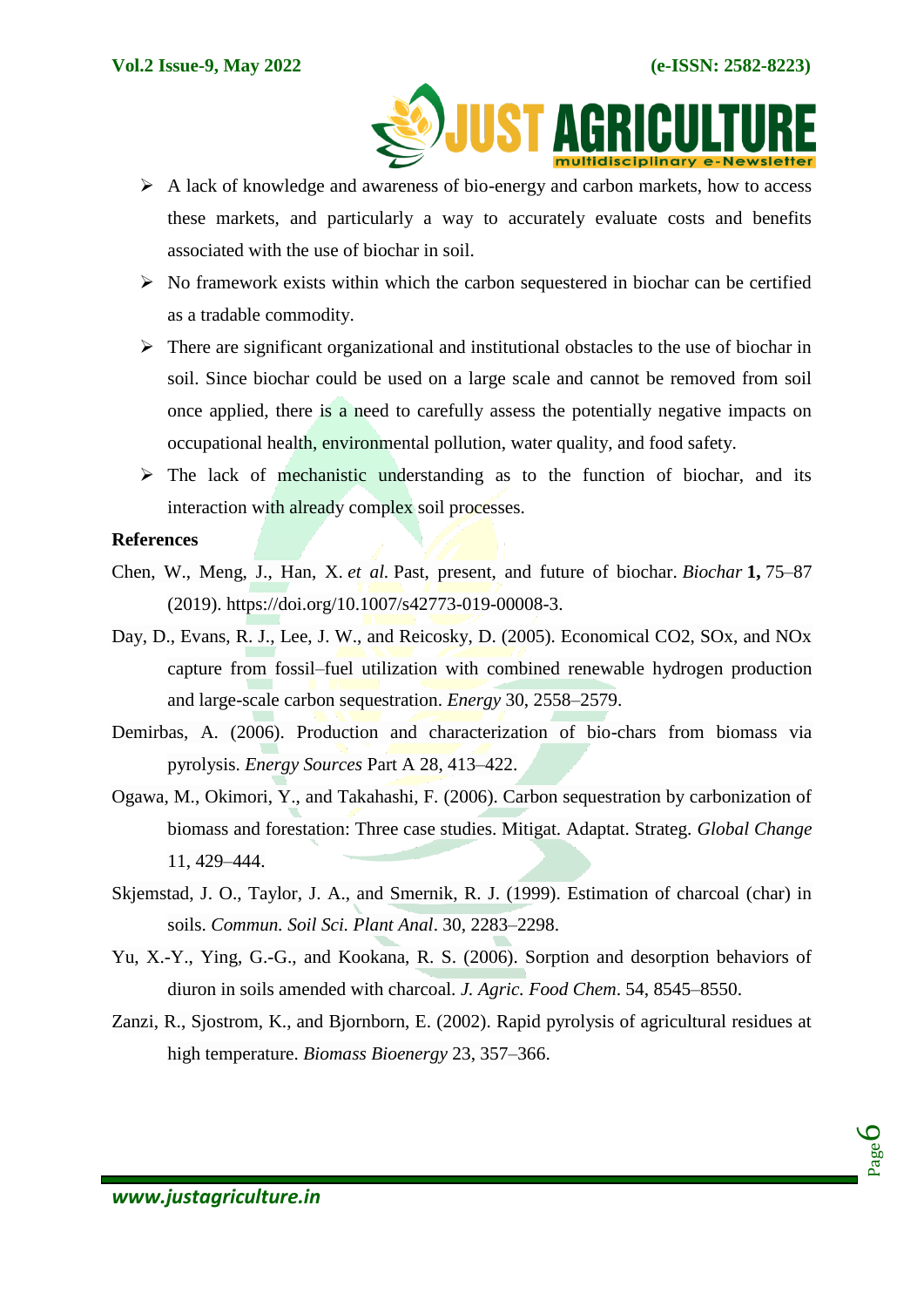- A lack of knowledge and awareness of bio-energy and carbon markets, how to access these markets, and particularly a way to accurately evaluate costs and benefits associated with the use of biochar in soil.
- No framework exists within which the carbon sequestered in biochar can be certified as a tradable commodity.
- There are significant organizational and institutional obstacles to the use of biochar in soil. Since biochar could be used on a large scale and cannot be removed from soil once applied, there is a need to carefully assess the potentially negative impacts on occupational health, environmental pollution, water quality, and food safety.
- The lack of mechanistic understanding as to the function of biochar, and its interaction with already complex soil processes.

**References**

Chen, W., Meng, J., Han, X. *et al.* Past, present, and future of biochar. *Biochar* **1,** 75–87 (2019). https://doi.org/10.1007/s42773-019-00008-3.

Day, D., Evans, R. J., Lee, J. W., and Reicosky, D. (2005). Economical CO2, SOx, and NOx capture from fossil–fuel utilization with combined renewable hydrogen production and large-scale carbon sequestration. *Energy* 30, 2558–2579.

Demirbas, A. (2006). Production and characterization of bio-chars from biomass via pyrolysis. *Energy Sources* Part A 28, 413–422.

Ogawa, M., Okimori, Y., and Takahashi, F. (2006). Carbon sequestration by carbonization of biomass and forestation: Three case studies. Mitigat. Adaptat. Strateg. *Global Change* 11, 429–444.

Skjemstad, J. O., Taylor, J. A., and Smernik, R. J. (1999). Estimation of charcoal (char) in soils. *Commun. Soil Sci. Plant Anal*. 30, 2283–2298.

Yu, X.-Y., Ying, G.-G., and Kookana, R. S. (2006). Sorption and desorption behaviors of diuron in soils amended with charcoal. *J. Agric. Food Chem*. 54, 8545–8550.

Zanzi, R., Sjostrom, K., and Bjornborn, E. (2002). Rapid pyrolysis of agricultural residues at high temperature. *Biomass Bioenergy* 23, 357–366.